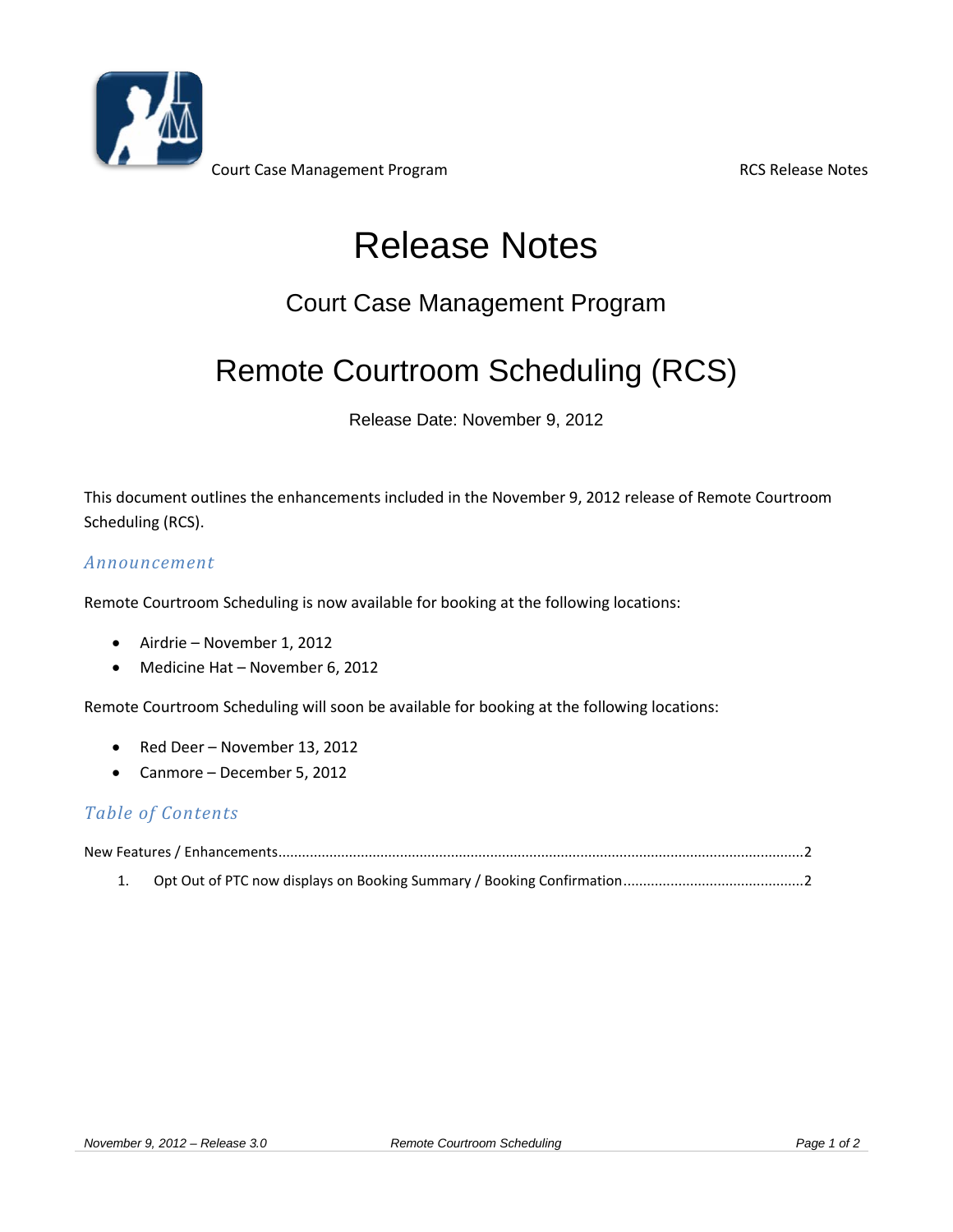# Release Notes

## Court Case Management Program

## Remote Courtroom Scheduling (RCS)

Release Date: November 9, 2012

This document outlines the enhancements included in the November 9, 2012 release of Remote Courtroom Scheduling (RCS).

### *Announcement*

Remote Courtroom Scheduling is now available for booking at the following locations:

- Airdrie – November 1, 2012
- Medicine Hat – November 6, 2012

Remote Courtroom Scheduling will soon be available for booking at the following locations:

- Red Deer – November 13, 2012
- Canmore – December 5, 2012

### *Table of Contents*

New Features / Enhancements....................................................................2

1. Opt Out of PTC now displays on Booking Summary / Booking Confirmation..........2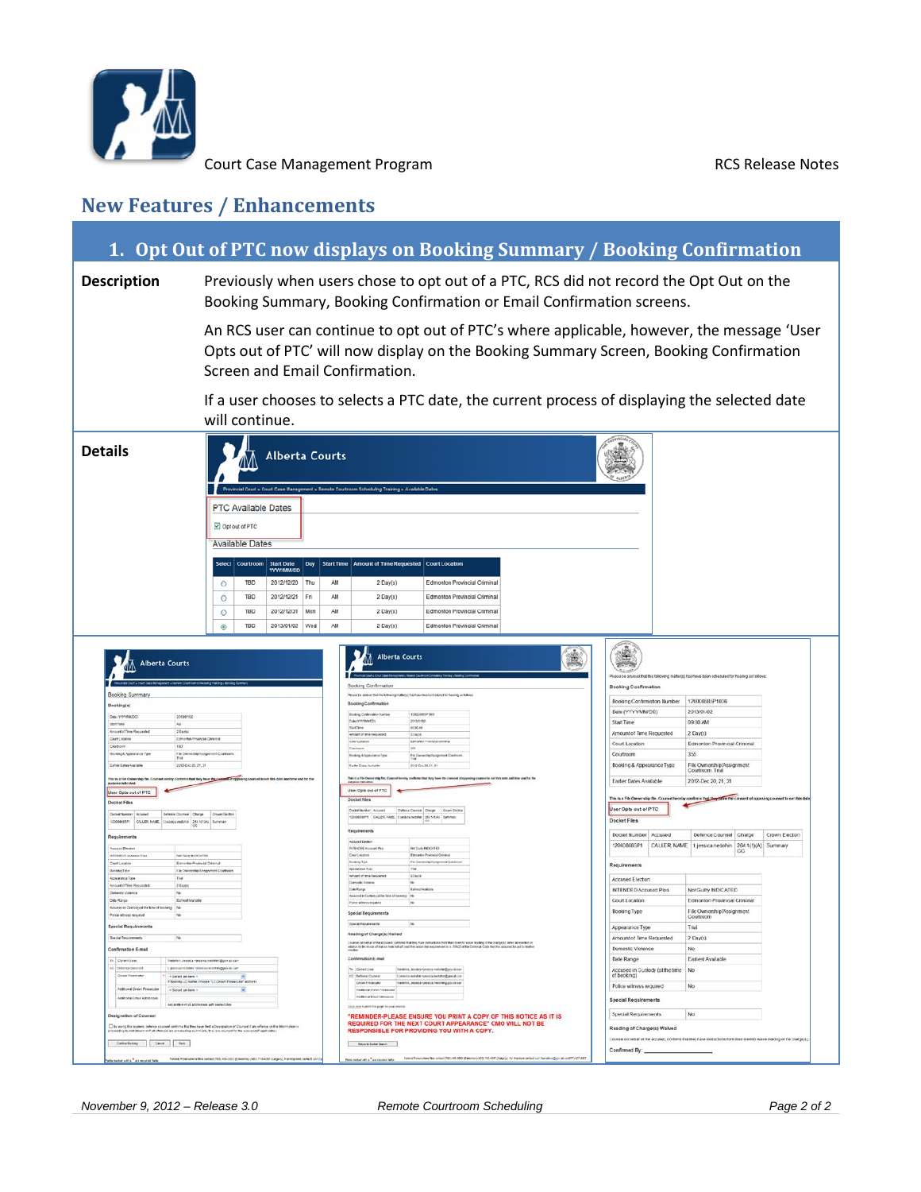Court Case Management Program RCS Release Notes

## New Features / Enhancements

### 1. Opt Out of PTC now displays on Booking Summary / Booking Confirmation

**Description**

Previously when users chose to opt out of a PTC, RCS did not record the Opt Out on the Booking Summary, Booking Confirmation or Email Confirmation screens.

An RCS user can continue to opt out of PTC's where applicable, however, the message 'User Opts out of PTC' will now display on the Booking Summary Screen, Booking Confirmation Screen and Email Confirmation.

If a user chooses to selects a PTC date, the current process of displaying the selected date will continue.

**Details**

Alberta Courts

PTC Available Dates

☑ Opt out of PTC

Available Dates

| Select | Courtroom | Start Date YYYY/MM/DD | Day | Start Time | Amount of Time Requested | Court Location |
|---|---|---|---|---|---|---|
| ○ | TBD | 2012/12/20 | Thu | AM | 2 Day(s) | Edmonton Provincial Criminal |
| ○ | TBD | 2012/12/21 | Fri | AM | 2 Day(s) | Edmonton Provincial Criminal |
| ○ | TBD | 2012/12/31 | Mon | AM | 2 Day(s) | Edmonton Provincial Criminal |
| ◉ | TBD | 2013/01/02 | Wed | AM | 2 Day(s) | Edmonton Provincial Criminal |

Booking Summary — User Opts out of PTC

Booking Confirmation — User Opts out of PTC

Email Confirmation — User Opts out of PTC

| | |
|---|---|
| Booking Confirmation Number | 12008685P1806 |
| Date (YYYY/MM/DD) | 2013/01/02 |
| Start Time | 09:30 AM |
| Amount of Time Requested | 2 Day(s) |
| Court Location | Edmonton Provincial Criminal |
| Courtroom | 355 |
| Booking & Appearance Type | File Ownership/Assignment Courtroom: Trial |
| Earliest Dates Available | 2012-Dec 20, 21, 31 |

"REMINDER-PLEASE ENSURE YOU PRINT A COPY OF THIS NOTICE AS IT IS REQUIRED FOR THE NEXT COURT APPEARANCE" CMO WILL NOT BE RESPONSIBLE FOR PROVIDING YOU WITH A COPY.

*November 9, 2012 – Release 3.0* *Remote Courtroom Scheduling*